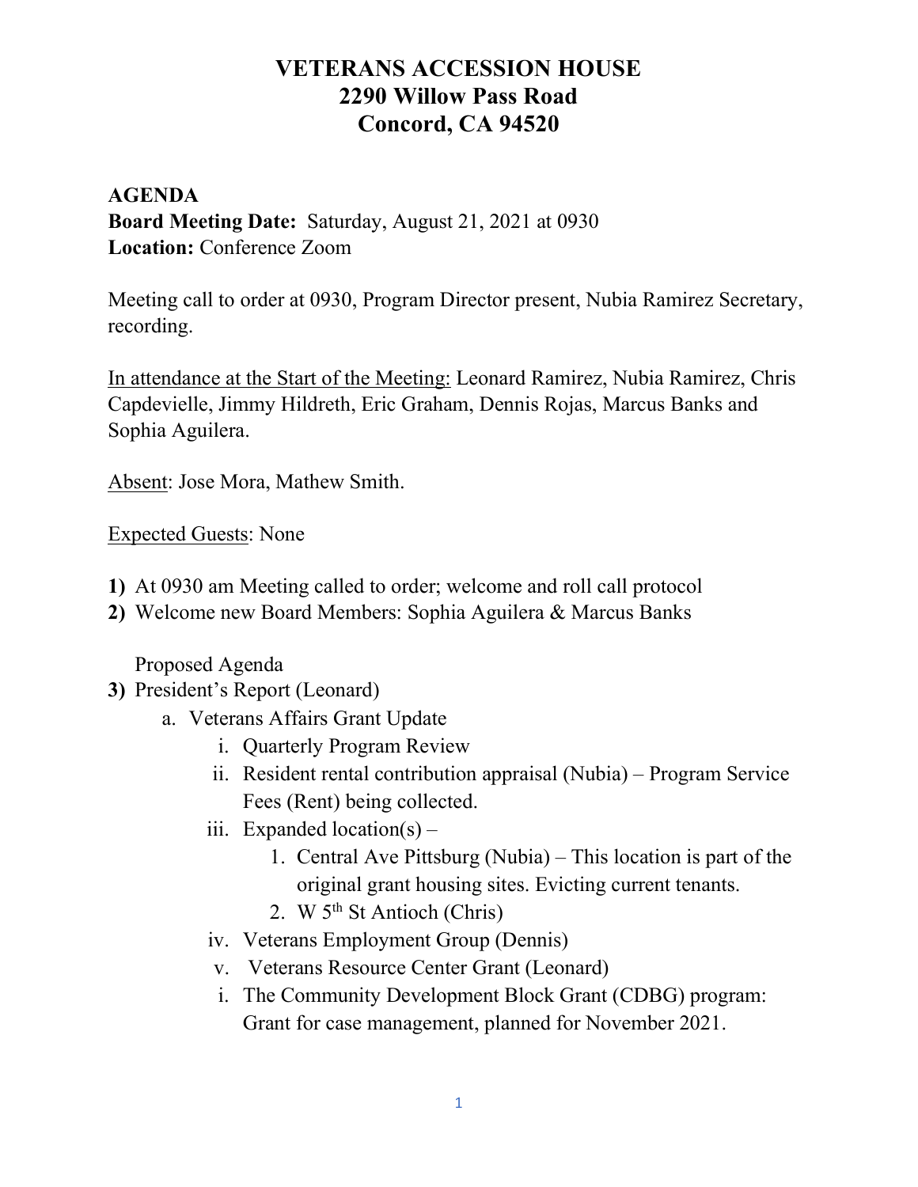# VETERANS ACCESSION HOUSE
# 2290 Willow Pass Road
# Concord, CA 94520

**AGENDA**
**Board Meeting Date:** Saturday, August 21, 2021 at 0930
**Location:** Conference Zoom

Meeting call to order at 0930, Program Director present, Nubia Ramirez Secretary, recording.

In attendance at the Start of the Meeting: Leonard Ramirez, Nubia Ramirez, Chris Capdevielle, Jimmy Hildreth, Eric Graham, Dennis Rojas, Marcus Banks and Sophia Aguilera.

Absent: Jose Mora, Mathew Smith.

Expected Guests: None

**1)** At 0930 am Meeting called to order; welcome and roll call protocol
**2)** Welcome new Board Members: Sophia Aguilera & Marcus Banks

Proposed Agenda

**3)** President's Report (Leonard)
   a. Veterans Affairs Grant Update
      i. Quarterly Program Review
      ii. Resident rental contribution appraisal (Nubia) – Program Service Fees (Rent) being collected.
      iii. Expanded location(s) –
         1. Central Ave Pittsburg (Nubia) – This location is part of the original grant housing sites. Evicting current tenants.
         2. W 5th St Antioch (Chris)
      iv. Veterans Employment Group (Dennis)
      v. Veterans Resource Center Grant (Leonard)
      i. The Community Development Block Grant (CDBG) program: Grant for case management, planned for November 2021.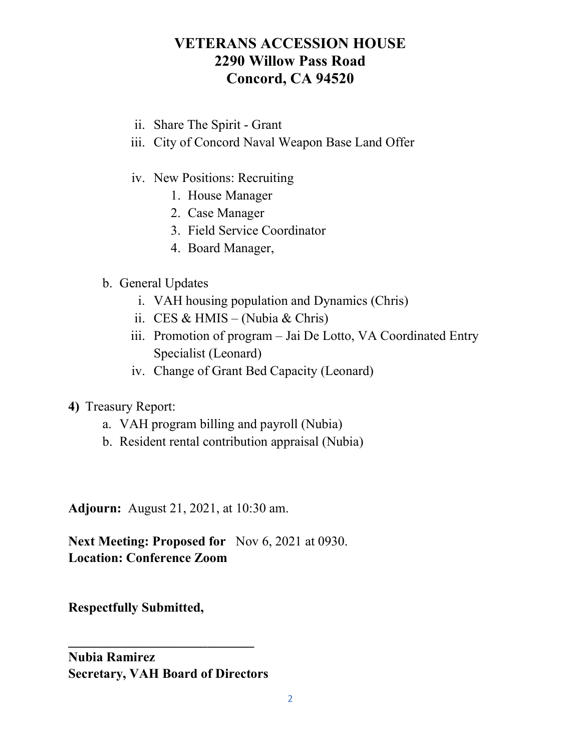# VETERANS ACCESSION HOUSE
# 2290 Willow Pass Road
# Concord, CA 94520

- ii. Share The Spirit - Grant
- iii. City of Concord Naval Weapon Base Land Offer
- iv. New Positions: Recruiting
    1. House Manager
    2. Case Manager
    3. Field Service Coordinator
    4. Board Manager,

b. General Updates
- i. VAH housing population and Dynamics (Chris)
- ii. CES & HMIS – (Nubia & Chris)
- iii. Promotion of program – Jai De Lotto, VA Coordinated Entry Specialist (Leonard)
- iv. Change of Grant Bed Capacity (Leonard)

**4)** Treasury Report:

a. VAH program billing and payroll (Nubia)

b. Resident rental contribution appraisal (Nubia)

**Adjourn:** August 21, 2021, at 10:30 am.

**Next Meeting: Proposed for** Nov 6, 2021 at 0930.
**Location: Conference Zoom**

**Respectfully Submitted,**

**\_\_\_\_\_\_\_\_\_\_\_\_\_\_\_\_\_\_\_\_\_\_\_\_\_\_\_\_\_\_**

**Nubia Ramirez**
**Secretary, VAH Board of Directors**